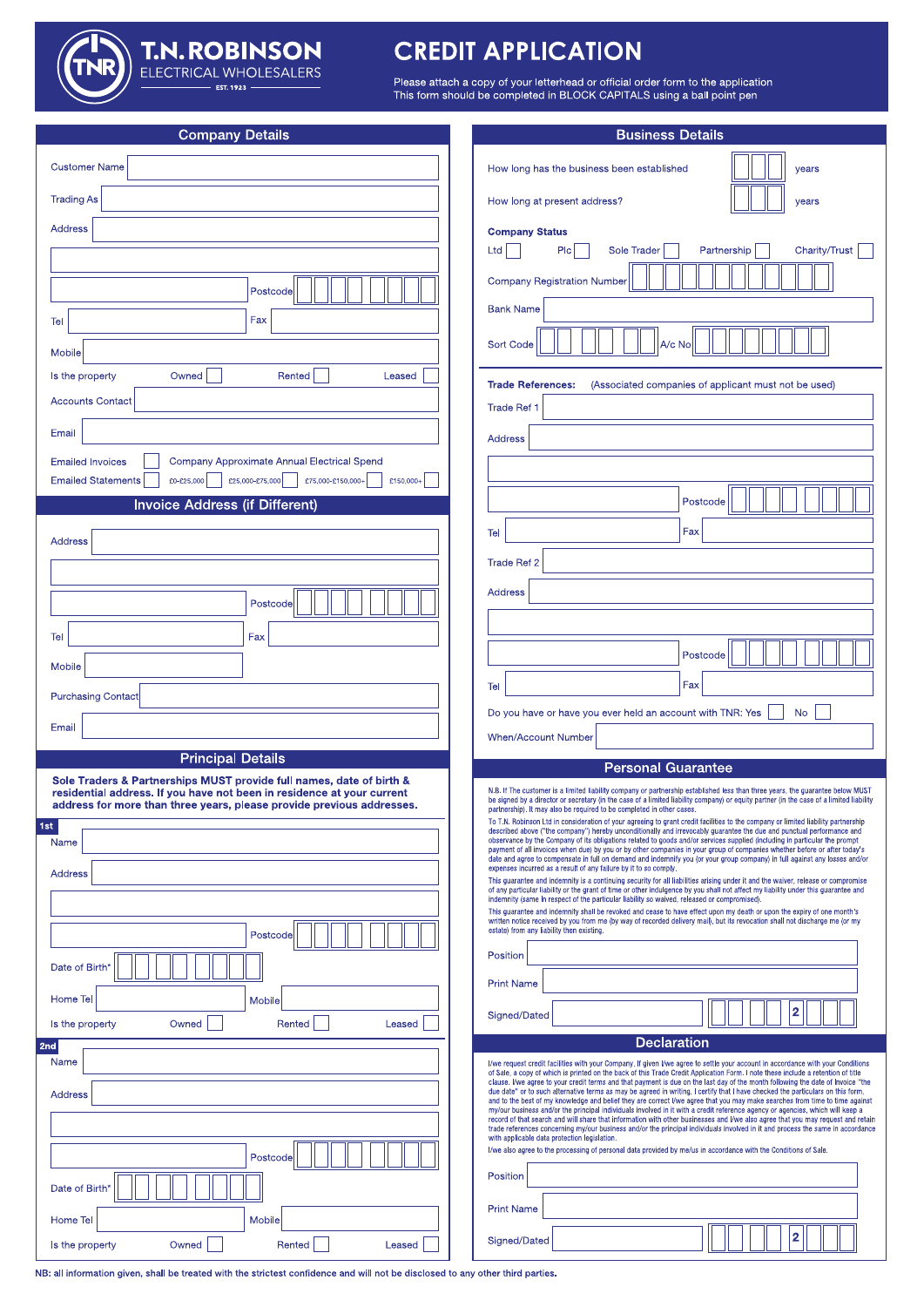# T.N. ROBINSON ELECTRICAL WHOLESALERS

EST. 1923

# CREDIT APPLICATION

Please attach a copy of your letterhead or official order form to the application
This form should be completed in BLOCK CAPITALS using a ball point pen

## Company Details

Customer Name

Trading As

Address

Postcode

Tel Fax

Mobile

Is the property Owned ☐ Rented ☐ Leased ☐

Accounts Contact

Email

Emailed Invoices ☐ Company Approximate Annual Electrical Spend

Emailed Statements ☐ £0-£25,000 ☐ £25,000-£75,000 ☐ £75,000-£150,000+ ☐ £150,000+ ☐

## Invoice Address (if Different)

Address

Postcode

Tel Fax

Mobile

Purchasing Contact

Email

## Principal Details

**Sole Traders & Partnerships MUST provide full names, date of birth & residential address. If you have not been in residence at your current address for more than three years, please provide previous addresses.**

**1st**

Name

Address

Postcode

Date of Birth*

Home Tel Mobile

Is the property Owned ☐ Rented ☐ Leased ☐

**2nd**

Name

Address

Postcode

Date of Birth*

Home Tel Mobile

Is the property Owned ☐ Rented ☐ Leased ☐

## Business Details

How long has the business been established years

How long at present address? years

**Company Status**

Ltd ☐ Plc ☐ Sole Trader ☐ Partnership ☐ Charity/Trust ☐

Company Registration Number

Bank Name

Sort Code A/c No

**Trade References:** (Associated companies of applicant must not be used)

Trade Ref 1

Address

Postcode

Tel Fax

Trade Ref 2

Address

Postcode

Tel Fax

Do you have or have you ever held an account with TNR: Yes ☐ No ☐

When/Account Number

## Personal Guarantee

N.B. If the customer is a limited liability company or partnership established less than three years, the guarantee below MUST be signed by a director or secretary (in the case of a limited liability company) or equity partner (in the case of a limited liability partnership). It may also be required to be completed in other cases.

To T.N. Robinson Ltd in consideration of your agreeing to grant credit facilities to the company or limited liability partnership described above ("the company") hereby unconditionally and irrevocably guarantee the due and punctual performance and observance by the Company of its obligations related to goods and/or services supplied (including in particular the prompt payment of all invoices when due) by you or by other companies in your group of companies whether before or after today's date and agree to compensate in full on demand and indemnify you (or your group company) in full against any losses and/or expenses incurred as a result of any failure by it to so comply.

This guarantee and indemnity is a continuing security for all liabilities arising under it and the waiver, release or compromise of any particular liability or the grant of time or other indulgence by you shall not affect my liability under this guarantee and indemnity (same in respect of the particular liability so waived, released or compromised).

This guarantee and indemnity shall be revoked and cease to have effect upon my death or upon the expiry of one month's written notice received by you from me (by way of recorded delivery mail), but its revocation shall not discharge me (or my estate) from any liability then existing.

Position

Print Name

Signed/Dated 2

## Declaration

I/we request credit facilities with your Company. If given I/we agree to settle your account in accordance with your Conditions of Sale, a copy of which is printed on the back of this Trade Credit Application Form. I note these include a retention of title clause. I/we agree to your credit terms and that payment is due on the last day of the month following the date of invoice "the due date" or to such alternative terms as may be agreed in writing. I certify that I have checked the particulars on this form, and to the best of my knowledge and belief they are correct I/we agree that you may make searches from time to time against my/our business and/or the principal individuals involved in it with a credit reference agency or agencies, which will keep a record of that search and will share that information with other businesses and I/we also agree that you may request and retain trade references concerning my/our business and/or the principal individuals involved in it and process the same in accordance with applicable data protection legislation.

I/we also agree to the processing of personal data provided by me/us in accordance with the Conditions of Sale.

Position

Print Name

Signed/Dated 2

NB: all information given, shall be treated with the strictest confidence and will not be disclosed to any other third parties.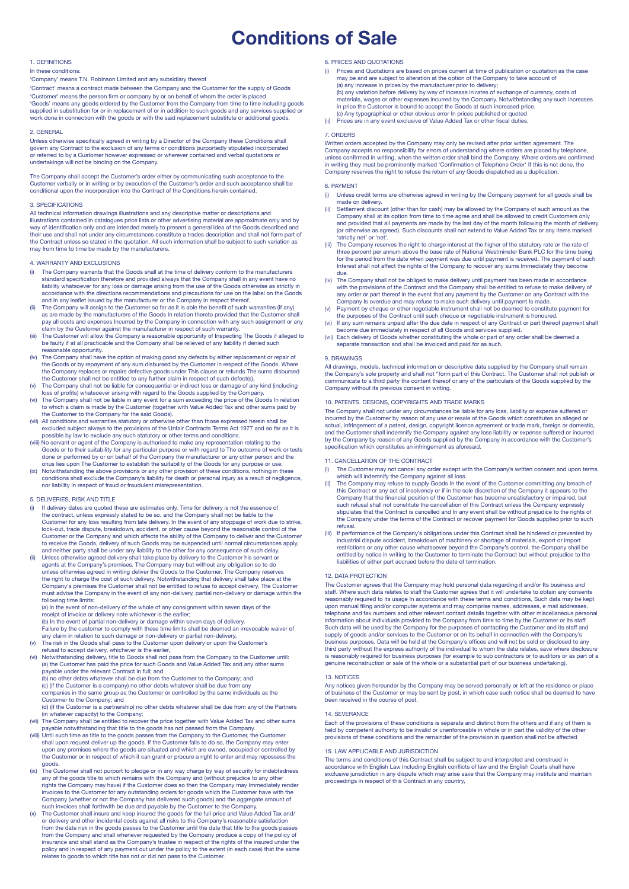# Conditions of Sale

## 1. DEFINITIONS

In these conditions:

'Company' means T.N. Robinson Limited and any subsidiary thereof

'Contract' means a contract made between the Company and the Customer for the supply of Goods

'Customer' means the person firm or company by or on behalf of whom the order is placed

'Goods' means any goods ordered by the Customer from the Company from time to time including goods supplied in substitution for or in replacement of or in addition to such goods and any services supplied or work done in connection with the goods or with the said replacement substitute or additional goods.

## 2. GENERAL

Unless otherwise specifically agreed in writing by a Director of the Company these Conditions shall govern any Contract to the exclusion of any terms or conditions purportedly stipulated incorporated or referred to by a Customer however expressed or wherever contained and verbal quotations or undertakings will not be binding on the Company.

The Company shall accept the Customer's order either by communicating such acceptance to the Customer verbally or in writing or by execution of the Customer's order and such acceptance shall be conditional upon the incorporation into the Contract of the Conditions herein contained.

## 3. SPECIFICATIONS

All technical information drawings illustrations and any descriptive matter or descriptions and illustrations contained in catalogues price lists or other advertising material are approximate only and by way of identification only and are intended merely to present a general idea of the Goods described and their use and shall not under any circumstances constitute a trades description and shall not form part of the Contract unless so stated in the quotation. All such information shall be subject to such variation as may from time to time be made by the manufacturers.

## 4. WARRANTY AND EXCLUSIONS

(i) The Company warrants that the Goods shall at the time of delivery conform to the manufacturers standard specification therefore and provided always that the Company shall in any event have no liability whatsoever for any loss or damage arising from the use of the Goods otherwise as strictly in accordance with the directions recommendations and precautions for use on the label on the Goods and In any leaflet issued by the manufacturer or the Company in respect thereof.

(ii) The Company will assign to the Customer so far as it is able the benefit of such warranties (if any) as are made by the manufacturers of the Goods In relation thereto provided that the Customer shall pay all costs and expenses Incurred by the Company in connection with any such assignment or any claim by the Customer against the manufacturer in respect of such warranty.

(iii) The Customer will allow the Company a reasonable opportunity of Inspecting The Goods if alleged to be faulty if at all practicable and the Company shall be relieved of any liability if denied such reasonable opportunity.

(iv) The Company shall have the option of making good any defects by either replacement or repair of the Goods or by repayment of any sum disbursed by the Customer in respect of the Goods. Where the Company replaces or repairs defective goods under This clause or refunds The sums disbursed the Customer shall not be entitled to any further claim in respect of such defect(s).

(v) The Company shall not be liable for consequential or indirect loss or damage of any kind (including loss of profits) whatsoever arising with regard to the Goods supplied by the Company.

(vi) The Company shall not be liable in any event for a sum exceeding the price of the Goods In relation to which a claim is made by the Customer (together with Value Added Tax and other sums paid by the Customer to the Company for the said Goods).

(vii) All conditions and warranties statutory or otherwise other than those expressed herein shall be excluded subject always to the provisions of the Unfair Contracts Terms Act 1977 and so far as it is possible by law to exclude any such statutory or other terms and conditions.

(viii) No servant or agent of the Company is authorised to make any representation relating to the Goods or to their suitability for any particular purpose or with regard to The outcome of work or tests done or performed by or on behalf of the Company the manufacturer or any other person and the onus lies upon The Customer to establish the suitability of the Goods for any purpose or use.

(ix) Notwithstanding the above provisions or any other provision of these conditions, nothing in these conditions shall exclude the Company's liability for death or personal injury as a result of negligence, nor liability In respect of fraud or fraudulent misrepresentation.

## 5. DELIVERIES, RISK AND TITLE

(i) If delivery dates are quoted these are estimates only. Time for delivery is not the essence of the contract, unless expressly stated to be so, and the Company shall not be liable to the Customer for any loss resulting from late delivery. In the event of any stoppage of work due to strike, lock-out, trade dispute, breakdown, accident, or other cause beyond the reasonable control of the Customer or the Company and which affects the ability of the Company to deliver and the Customer to receive the Goods, delivery of such Goods may be suspended until normal circumstances apply, and neither party shall be under any liability to the other for any consequence of such delay.

(ii) Unless otherwise agreed delivery shall take place by delivery to the Customer his servant or agents at the Company's premises. The Company may but without any obligation so to do unless otherwise agreed in writing deliver the Goods to the Customer. The Company reserves the right to charge the cost of such delivery. Notwithstanding that delivery shall take place at the Company's premises the Customer shall not be entitled to refuse to accept delivery. The Customer must advise the Company in the event of any non-delivery, partial non-delivery or damage within the following time limits:

(a) in the event of non-delivery of the whole of any consignment within seven days of the receipt of invoice or delivery note whichever is the earlier;

(b) In the event of partial non-delivery or damage within seven days of delivery.

Failure by the customer to comply with these time limits shall be deemed an irrevocable waiver of any claim in relation to such damage or non-delivery or partial non-delivery,

(v) The risk in the Goods shall pass to the Customer upon delivery or upon the Customer's refusal to accept delivery, whichever is the earlier,

(vi) Notwithstanding delivery, title to Goods shall not pass from the Company to the Customer until:
(a) the Customer has paid the price for such Goods and Value Added Tax and any other sums payable under the relevant Contract in full; and
(b) no other debts whatever shall be due from the Customer to the Company; and
(c) (if the Customer is a company) no other debts whatever shall be due from any companies in the same group as the Customer or controlled by the same individuals as the Customer to the Company; and
(d) (if the Customer is a partnership) no other debts whatever shall be due from any of the Partners (in whatever capacity) to the Company;

(vii) The Company shall be entitled to recover the price together with Value Added Tax and other sums payable notwithstanding that title to the goods has not passed from the Company.

(viii) Until such time as title to the goods passes from the Company to the Customer, the Customer shall upon request deliver up the goods. If the Customer falls to do so, the Company may enter upon any premises where the goods are situated and which are owned, occupied or controlled by the Customer or in respect of which it can grant or procure a right to enter and may repossess the goods.

(ix) The Customer shall not purport to pledge or in any way charge by way of security for indebtedness any of the goods title to which remains with the Company and (without prejudice to any other rights the Company may have) if the Customer does so then the Company may Immediately render invoices to the Customer for any outstanding orders for goods which the Customer have with the Company (whether or not the Company has delivered such goods) and the aggregate amount of such invoices shall forthwith be due and payable by the Customer to the Company.

(x) The Customer shall insure and keep insured the goods for the full price and Value Added Tax and/ or delivery and other incidental costs against all risks to the Company's reasonable satisfaction from the date risk in the goods passes to the Customer until the date that title to the goods passes from the Company and shall whenever requested by the Company produce a copy of the policy of insurance and shall stand as the Company's trustee in respect of the rights of the insured under the policy and in respect of any payment out under the policy to the extent (in each case) that the same relates to goods to which title has not or did not pass to the Customer.

## 6. PRICES AND QUOTATIONS

(i) Prices and Quotations are based on prices current at time of publication or quotation as the case may be and are subject to alteration at the option of the Company to take account of
(a) any increase in prices by the manufacturer prior to delivery;
(b) any variation before delivery by way of increase in rates of exchange of currency, costs of materials, wages or other expenses incurred by the Company. Notwithstanding any such increases in price the Customer is bound to accept the Goods at such increased price.
(c) Any typographical or other obvious error In prices published or quoted

(ii) Prices are in any event exclusive of Value Added Tax or other fiscal duties.

## 7. ORDERS

Written orders accepted by the Company may only be revised after prior written agreement. The Company accepts no responsibility for errors of understanding where orders are placed by telephone, unless confirmed in writing, when the written order shall bind the Company. Where orders are confirmed in writing they must be prominently marked 'Confirmation of Telephone Order' If this is not done, the Company reserves the right to refuse the return of any Goods dispatched as a duplication.

## 8. PAYMENT

(i) Unless credit terms are otherwise agreed in writing by the Company payment for all goods shall be made on delivery.

(ii) Settlement discount (other than for cash) may be allowed by the Company of such amount as the Company shall at its option from time to time agree and shall be allowed to credit Customers only and provided that all payments are made by the last day of the month following the month of delivery (or otherwise as agreed). Such discounts shall not extend to Value Added Tax or any items marked 'strictly net' or 'net'.

(iii) The Company reserves the right to charge interest at the higher of the statutory rate or the rate of three percent per annum above the base rate of National Westminster Bank PLC for the time being for the period from the date when payment was due until payment is received. The payment of such Interest shall not affect the rights of the Company to recover any sums Immediately they become due.

(iv) The Company shall not be obliged to make delivery until payment has been made in accordance with the provisions of the Contract and the Company shall be entitled to refuse to make delivery of any order or part thereof in the event that any payment by the Customer on any Contract with the Company Is overdue and may refuse to make such delivery until payment Is made.

(v) Payment by cheque or other negotiable instrument shall not be deemed to constitute payment for the purposes of the Contract until such cheque or negotiable instrument is honoured.

(vi) If any sum remains unpaid after the due date in respect of any Contract or part thereof payment shall become due immediately in respect of all Goods and services supplied.

(vii) Each delivery of Goods whether constituting the whole or part of any order shall be deemed a separate transaction and shall be invoiced and paid for as such.

## 9. DRAWINGS

All drawings, models, technical information or descriptive data supplied by the Company shall remain the Company's sole property and shall not "form part of this Contract. The Customer shall not publish or communicate to a third party the content thereof or any of the particulars of the Goods supplied by the Company without its previous consent in writing.

## 10. PATENTS. DESIGNS, COPYRIGHTS AND TRADE MARKS

The Company shall not under any circumstances be liable for any loss, liability or expense suffered or incurred by the Customer by reason of any use or resale of the Goods which constitutes an alleged or actual, infringement of a patent, design, copyright licence agreement or trade mark, foreign or domestic, and the Customer shall indemnify the Company against any loss liability or expense suffered or incurred by the Company by reason of any Goods supplied by the Company in accordance with the Customer's specification which constitutes an infringement as aforesaid.

## 11. CANCELLATION OF THE CONTRACT

(i) The Customer may not cancel any order except with the Company's written consent and upon terms which will indemnify the Company against all loss.

(ii) The Company may refuse to supply Goods In the event of the Customer committing any breach of this Contract or any act of insolvency or if in the sole discretion of the Company it appears to the Company that the financial position of the Customer has become unsatisfactory or impaired, but such refusal shall not constitute the cancellation of this Contract unless the Company expressly stipulates that the Contract is cancelled and In any event shall be without prejudice to the rights of the Company under the terms of the Contract or recover payment for Goods supplied prior to such refusal.

(iii) If performance of the Company's obligations under this Contract shall be hindered or prevented by industrial dispute accident, breakdown of machinery or shortage of materials, export or import restrictions or any other cause whatsoever beyond the Company's control, the Company shall be entitled by notice in writing to the Customer to terminate the Contract but without prejudice to the liabilities of either part accrued before the date of termination.

## 12. DATA PROTECTION

The Customer agrees that the Company may hold personal data regarding it and/or Its business and staff. Where such data relates to staff the Customer agrees that it will undertake to obtain any consents reasonably required to its usage In accordance with these terms and conditions, Such data may be kept upon manual filing and/or computer systems and may comprise names, addresses, e mail addresses, telephone and fax numbers and other relevant contact details together with other miscellaneous personal information about individuals provided to the Company from time to time by the Customer or its staff. Such data will be used by the Company for the purposes of contacting the Customer and its staff and supply of goods and/or services to the Customer or on Its behalf in connection with the Company's business purposes. Data will be held at the Company's offices and will not be sold or disclosed to any third party without the express authority of the individual to whom the data relates, save where disclosure is reasonably required for business purposes (for example to sub contractors or to auditors or as part of a genuine reconstruction or sale of the whole or a substantial part of our business undertaking).

## 13. NOTICES

Any notices given hereunder by the Company may be served personally or left at the residence or place of business of the Customer or may be sent by post, in which case such notice shall be deemed to have been received in the course of post.

## 14. SEVERANCE

Each of the provisions of these conditions is separate and distinct from the others and if any of them is held by competent authority to be invalid or unenforceable in whole or in part the validity of the other provisions of these conditions and the remainder of the provision in question shall not be affected

## 15. LAW APPLICABLE AND JURISDICTION

The terms and conditions of this Contract shall be subject to and interpreted and construed in accordance with English Law Including English conflicts of law and the English Courts shall have exclusive jurisdiction in any dispute which may arise save that the Company may institute and maintain proceedings in respect of this Contract in any country,